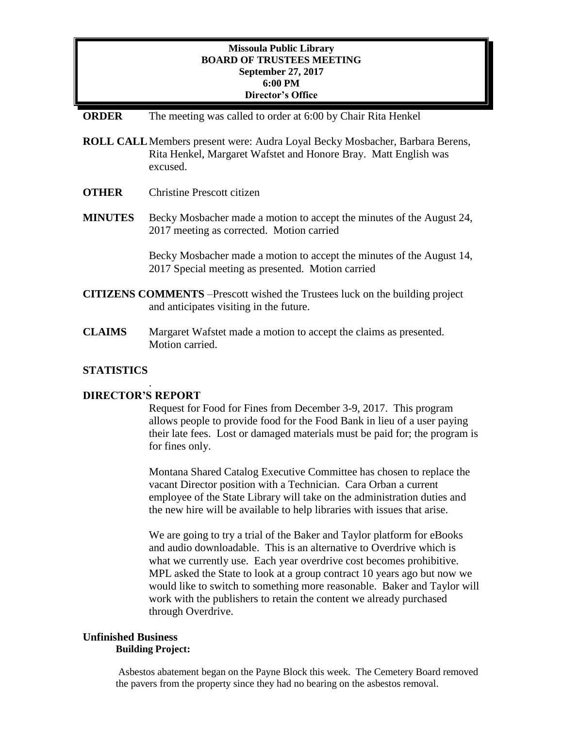**Missoula Public Library**
**BOARD OF TRUSTEES MEETING**
**September 27, 2017**
**6:00 PM**
**Director's Office**

**ORDER** The meeting was called to order at 6:00 by Chair Rita Henkel

**ROLL CALL** Members present were: Audra Loyal Becky Mosbacher, Barbara Berens, Rita Henkel, Margaret Wafstet and Honore Bray. Matt English was excused.

**OTHER** Christine Prescott citizen

**MINUTES** Becky Mosbacher made a motion to accept the minutes of the August 24, 2017 meeting as corrected. Motion carried

Becky Mosbacher made a motion to accept the minutes of the August 14, 2017 Special meeting as presented. Motion carried

**CITIZENS COMMENTS** –Prescott wished the Trustees luck on the building project and anticipates visiting in the future.

**CLAIMS** Margaret Wafstet made a motion to accept the claims as presented. Motion carried.

**STATISTICS**

.

**DIRECTOR'S REPORT**

Request for Food for Fines from December 3-9, 2017. This program allows people to provide food for the Food Bank in lieu of a user paying their late fees. Lost or damaged materials must be paid for; the program is for fines only.

Montana Shared Catalog Executive Committee has chosen to replace the vacant Director position with a Technician. Cara Orban a current employee of the State Library will take on the administration duties and the new hire will be available to help libraries with issues that arise.

We are going to try a trial of the Baker and Taylor platform for eBooks and audio downloadable. This is an alternative to Overdrive which is what we currently use. Each year overdrive cost becomes prohibitive. MPL asked the State to look at a group contract 10 years ago but now we would like to switch to something more reasonable. Baker and Taylor will work with the publishers to retain the content we already purchased through Overdrive.

**Unfinished Business**

**Building Project:**

Asbestos abatement began on the Payne Block this week. The Cemetery Board removed the pavers from the property since they had no bearing on the asbestos removal.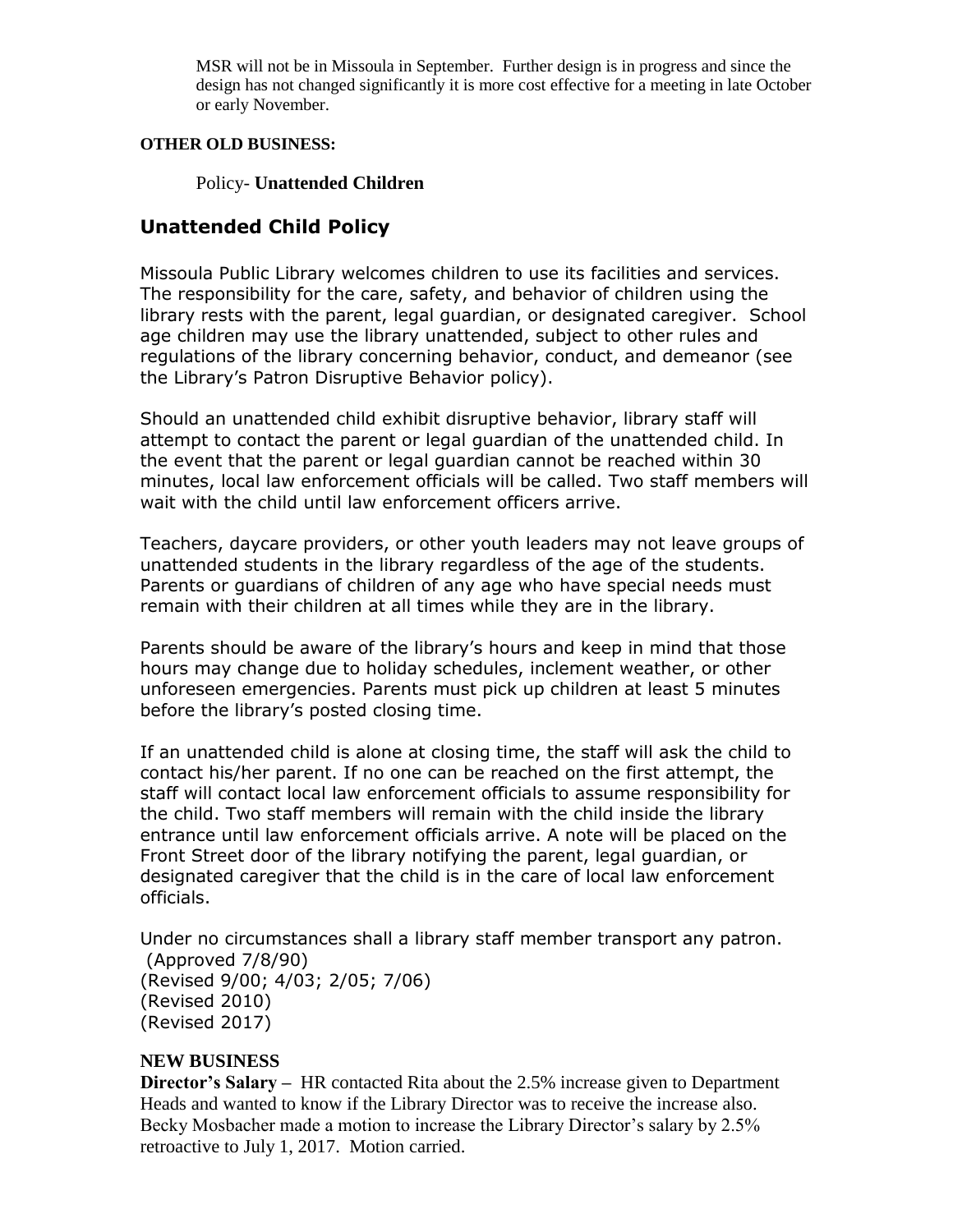MSR will not be in Missoula in September. Further design is in progress and since the design has not changed significantly it is more cost effective for a meeting in late October or early November.

**OTHER OLD BUSINESS:**

Policy- **Unattended Children**

## Unattended Child Policy

Missoula Public Library welcomes children to use its facilities and services. The responsibility for the care, safety, and behavior of children using the library rests with the parent, legal guardian, or designated caregiver. School age children may use the library unattended, subject to other rules and regulations of the library concerning behavior, conduct, and demeanor (see the Library's Patron Disruptive Behavior policy).

Should an unattended child exhibit disruptive behavior, library staff will attempt to contact the parent or legal guardian of the unattended child. In the event that the parent or legal guardian cannot be reached within 30 minutes, local law enforcement officials will be called. Two staff members will wait with the child until law enforcement officers arrive.

Teachers, daycare providers, or other youth leaders may not leave groups of unattended students in the library regardless of the age of the students. Parents or guardians of children of any age who have special needs must remain with their children at all times while they are in the library.

Parents should be aware of the library's hours and keep in mind that those hours may change due to holiday schedules, inclement weather, or other unforeseen emergencies. Parents must pick up children at least 5 minutes before the library's posted closing time.

If an unattended child is alone at closing time, the staff will ask the child to contact his/her parent. If no one can be reached on the first attempt, the staff will contact local law enforcement officials to assume responsibility for the child. Two staff members will remain with the child inside the library entrance until law enforcement officials arrive. A note will be placed on the Front Street door of the library notifying the parent, legal guardian, or designated caregiver that the child is in the care of local law enforcement officials.

Under no circumstances shall a library staff member transport any patron.
(Approved 7/8/90)
(Revised 9/00; 4/03; 2/05; 7/06)
(Revised 2010)
(Revised 2017)

**NEW BUSINESS**

**Director's Salary –** HR contacted Rita about the 2.5% increase given to Department Heads and wanted to know if the Library Director was to receive the increase also. Becky Mosbacher made a motion to increase the Library Director's salary by 2.5% retroactive to July 1, 2017. Motion carried.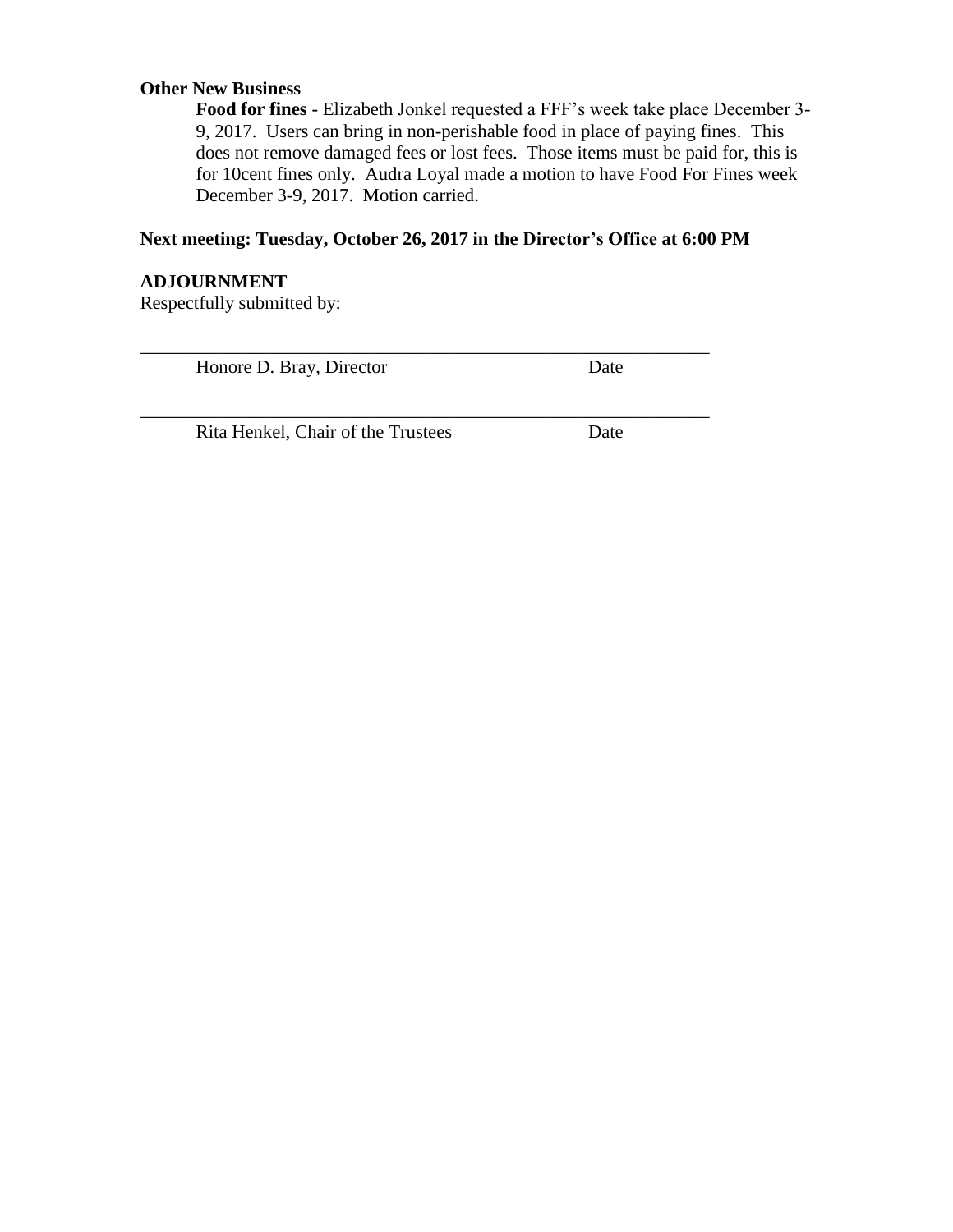**Other New Business**

**Food for fines -** Elizabeth Jonkel requested a FFF's week take place December 3-9, 2017. Users can bring in non-perishable food in place of paying fines. This does not remove damaged fees or lost fees. Those items must be paid for, this is for 10cent fines only. Audra Loyal made a motion to have Food For Fines week December 3-9, 2017. Motion carried.

**Next meeting: Tuesday, October 26, 2017 in the Director's Office at 6:00 PM**

**ADJOURNMENT**

Respectfully submitted by:

_______________________________________________________________

Honore D. Bray, Director                                        Date

_______________________________________________________________

Rita Henkel, Chair of the Trustees                           Date